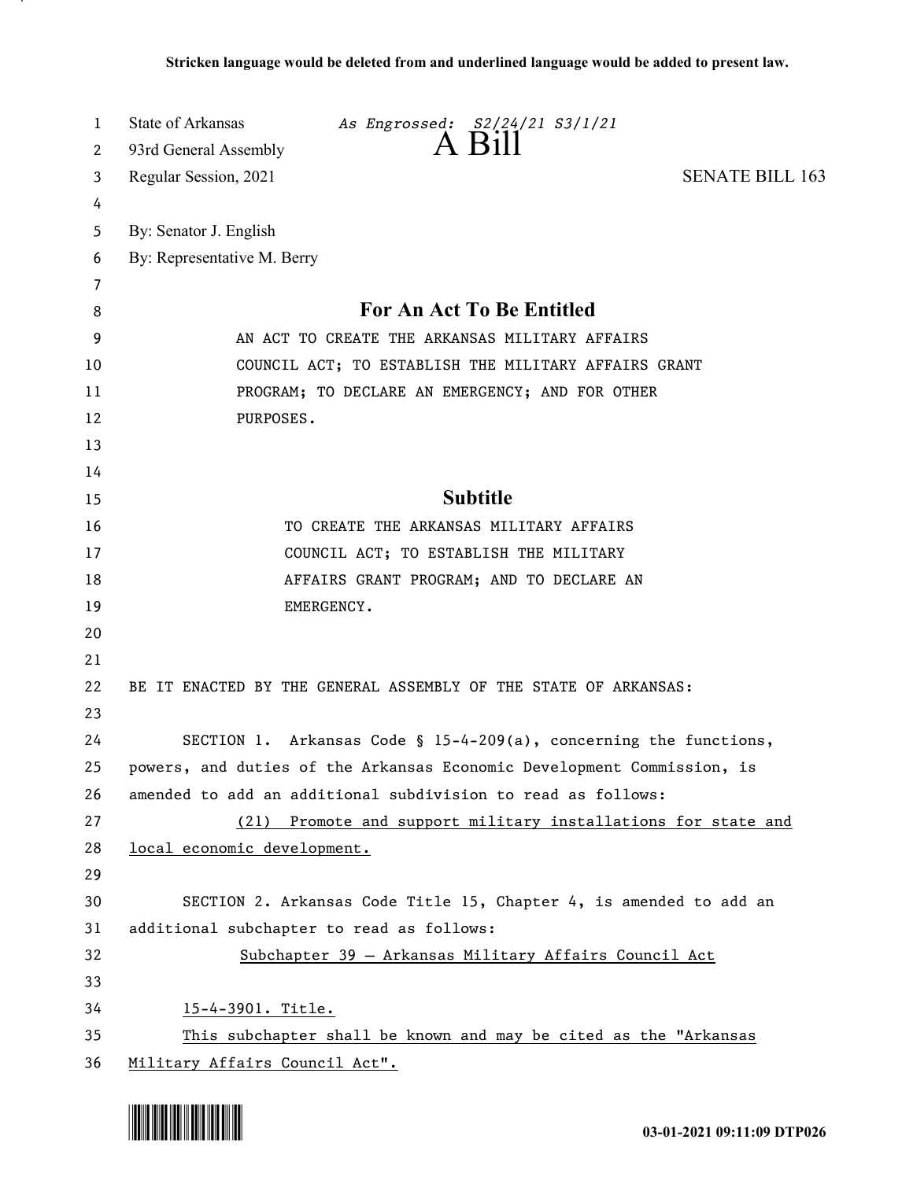Stricken language would be deleted from and underlined language would be added to present law.

State of Arkansas *As Engrossed: S2/24/21 S3/1/21*

93rd General Assembly

# A Bill

Regular Session, 2021 SENATE BILL 163

By: Senator J. English

By: Representative M. Berry

## For An Act To Be Entitled

AN ACT TO CREATE THE ARKANSAS MILITARY AFFAIRS COUNCIL ACT; TO ESTABLISH THE MILITARY AFFAIRS GRANT PROGRAM; TO DECLARE AN EMERGENCY; AND FOR OTHER PURPOSES.

## Subtitle

TO CREATE THE ARKANSAS MILITARY AFFAIRS COUNCIL ACT; TO ESTABLISH THE MILITARY AFFAIRS GRANT PROGRAM; AND TO DECLARE AN EMERGENCY.

BE IT ENACTED BY THE GENERAL ASSEMBLY OF THE STATE OF ARKANSAS:

SECTION 1. Arkansas Code § 15-4-209(a), concerning the functions, powers, and duties of the Arkansas Economic Development Commission, is amended to add an additional subdivision to read as follows:

(21) Promote and support military installations for state and local economic development.

SECTION 2. Arkansas Code Title 15, Chapter 4, is amended to add an additional subchapter to read as follows:

Subchapter 39 — Arkansas Military Affairs Council Act

15-4-3901. Title.

This subchapter shall be known and may be cited as the "Arkansas Military Affairs Council Act".

03-01-2021 09:11:09 DTP026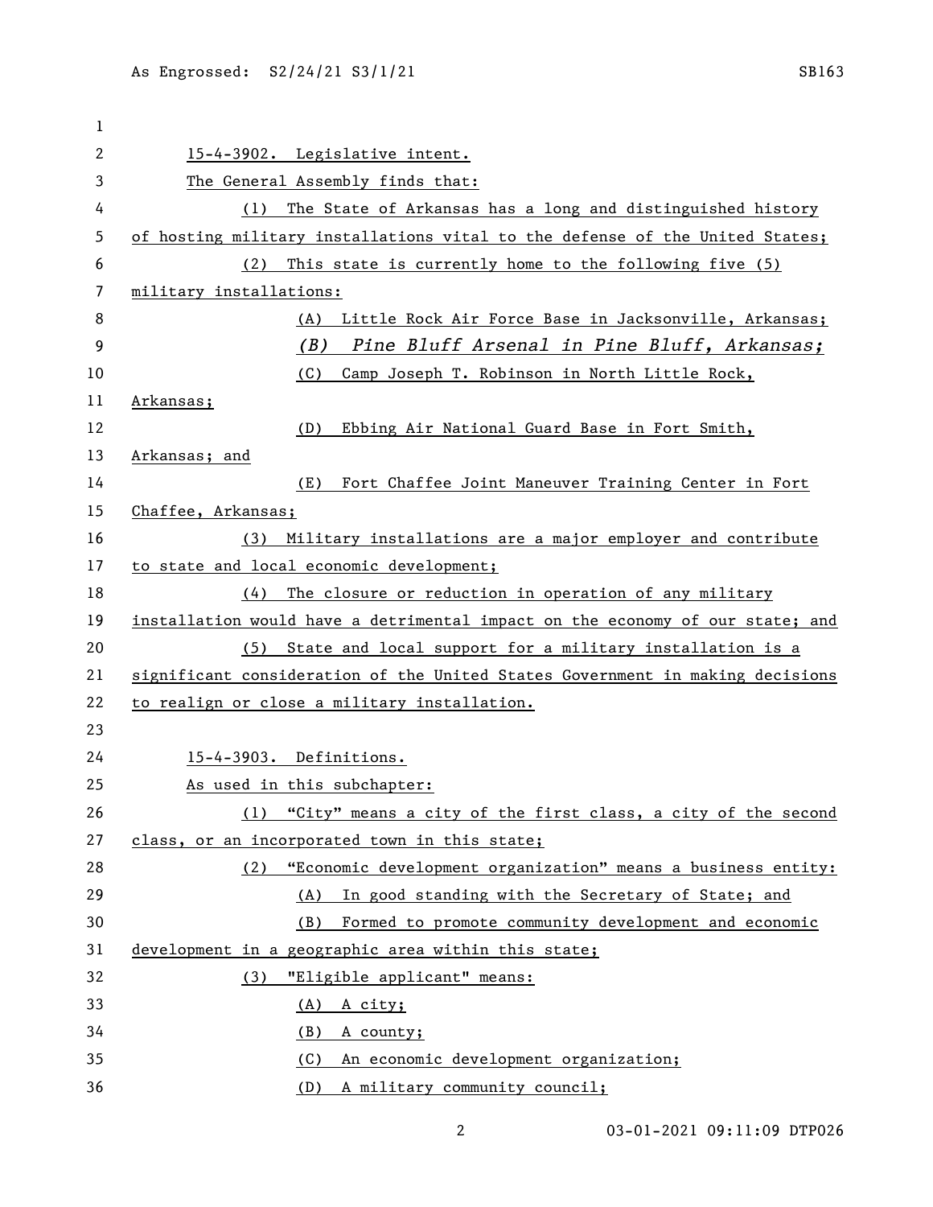15-4-3902. Legislative intent.

The General Assembly finds that:

(1) The State of Arkansas has a long and distinguished history of hosting military installations vital to the defense of the United States;

(2) This state is currently home to the following five (5) military installations:

(A) Little Rock Air Force Base in Jacksonville, Arkansas;

*(B) Pine Bluff Arsenal in Pine Bluff, Arkansas;*

(C) Camp Joseph T. Robinson in North Little Rock, Arkansas;

(D) Ebbing Air National Guard Base in Fort Smith, Arkansas; and

(E) Fort Chaffee Joint Maneuver Training Center in Fort Chaffee, Arkansas;

(3) Military installations are a major employer and contribute to state and local economic development;

(4) The closure or reduction in operation of any military installation would have a detrimental impact on the economy of our state; and

(5) State and local support for a military installation is a significant consideration of the United States Government in making decisions to realign or close a military installation.

15-4-3903. Definitions.

As used in this subchapter:

(1) "City" means a city of the first class, a city of the second class, or an incorporated town in this state;

(2) "Economic development organization" means a business entity:

(A) In good standing with the Secretary of State; and

(B) Formed to promote community development and economic development in a geographic area within this state;

(3) "Eligible applicant" means:

(A) A city;

(B) A county;

(C) An economic development organization;

(D) A military community council;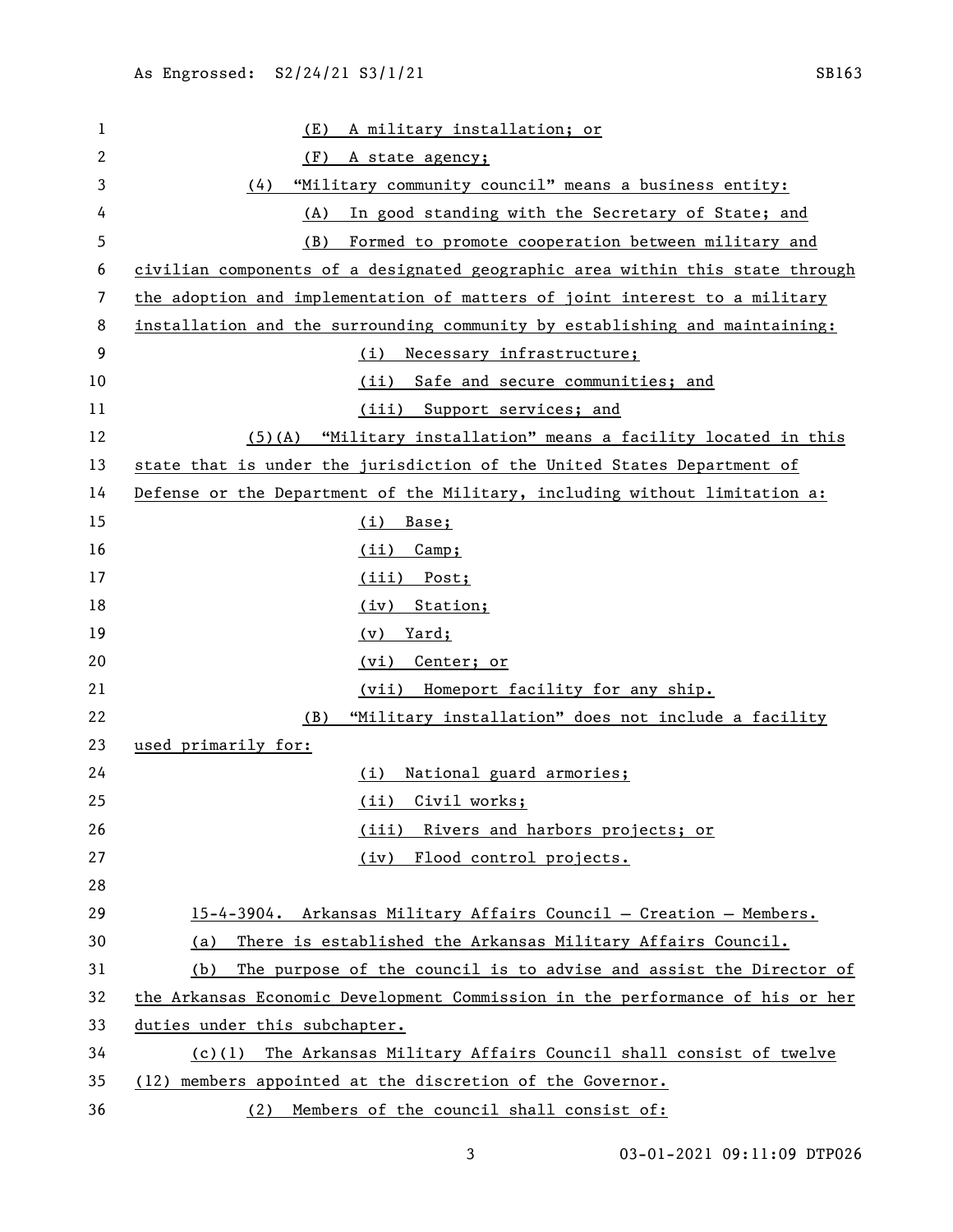(E) A military installation; or

(F) A state agency;

(4) "Military community council" means a business entity:

(A) In good standing with the Secretary of State; and

(B) Formed to promote cooperation between military and civilian components of a designated geographic area within this state through the adoption and implementation of matters of joint interest to a military installation and the surrounding community by establishing and maintaining:

(i) Necessary infrastructure;

(ii) Safe and secure communities; and

(iii) Support services; and

(5)(A) "Military installation" means a facility located in this state that is under the jurisdiction of the United States Department of Defense or the Department of the Military, including without limitation a:

(i) Base;

(ii) Camp;

(iii) Post;

(iv) Station;

(v) Yard;

(vi) Center; or

(vii) Homeport facility for any ship.

(B) "Military installation" does not include a facility used primarily for:

(i) National guard armories;

(ii) Civil works;

(iii) Rivers and harbors projects; or

(iv) Flood control projects.

15-4-3904. Arkansas Military Affairs Council — Creation — Members.

(a) There is established the Arkansas Military Affairs Council.

(b) The purpose of the council is to advise and assist the Director of the Arkansas Economic Development Commission in the performance of his or her duties under this subchapter.

(c)(1) The Arkansas Military Affairs Council shall consist of twelve (12) members appointed at the discretion of the Governor.

(2) Members of the council shall consist of: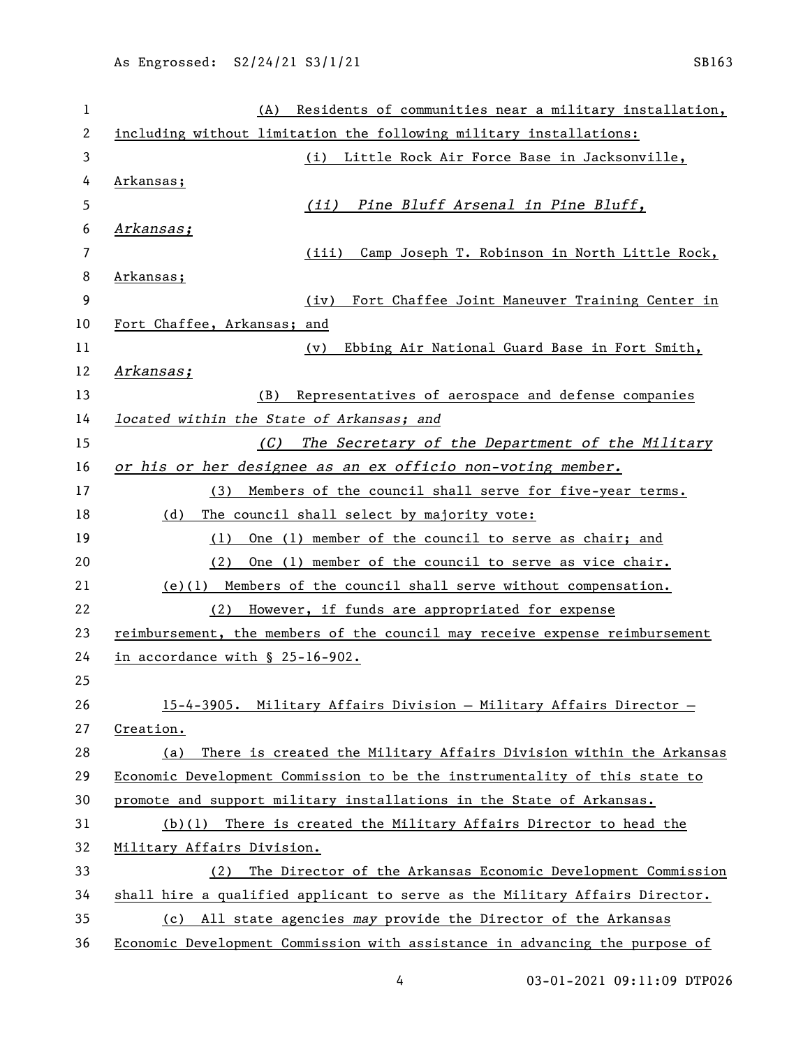(A) Residents of communities near a military installation, including without limitation the following military installations:

(i) Little Rock Air Force Base in Jacksonville, Arkansas;

*(ii) Pine Bluff Arsenal in Pine Bluff, Arkansas;*

(iii) Camp Joseph T. Robinson in North Little Rock, Arkansas;

(iv) Fort Chaffee Joint Maneuver Training Center in Fort Chaffee, Arkansas; and

(v) Ebbing Air National Guard Base in Fort Smith, *Arkansas;*

(B) Representatives of aerospace and defense companies *located within the State of Arkansas; and*

*(C) The Secretary of the Department of the Military or his or her designee as an ex officio non-voting member.*

(3) Members of the council shall serve for five-year terms.

(d) The council shall select by majority vote:

(1) One (1) member of the council to serve as chair; and

(2) One (1) member of the council to serve as vice chair.

(e)(1) Members of the council shall serve without compensation.

(2) However, if funds are appropriated for expense reimbursement, the members of the council may receive expense reimbursement in accordance with § 25-16-902.

15-4-3905. Military Affairs Division — Military Affairs Director — Creation.

(a) There is created the Military Affairs Division within the Arkansas Economic Development Commission to be the instrumentality of this state to promote and support military installations in the State of Arkansas.

(b)(1) There is created the Military Affairs Director to head the Military Affairs Division.

(2) The Director of the Arkansas Economic Development Commission shall hire a qualified applicant to serve as the Military Affairs Director.

(c) All state agencies *may* provide the Director of the Arkansas Economic Development Commission with assistance in advancing the purpose of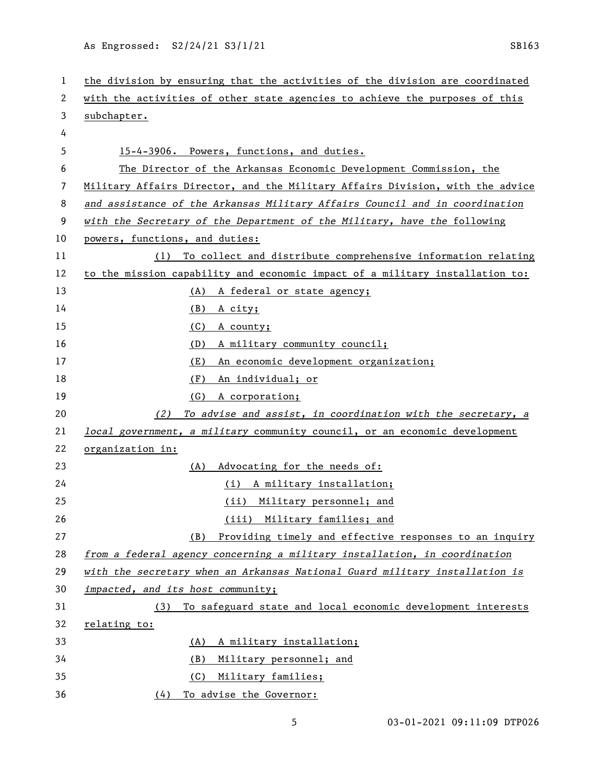the division by ensuring that the activities of the division are coordinated with the activities of other state agencies to achieve the purposes of this subchapter.

15-4-3906. Powers, functions, and duties.

The Director of the Arkansas Economic Development Commission, the Military Affairs Director, and the Military Affairs Division, *with the advice and assistance of the Arkansas Military Affairs Council and in coordination with the Secretary of the Department of the Military, have the* following powers, functions, and duties:

(1) To collect and distribute comprehensive information relating to the mission capability and economic impact of a military installation to:

(A) A federal or state agency;

(B) A city;

(C) A county;

(D) A military community council;

(E) An economic development organization;

(F) An individual; or

(G) A corporation;

*(2) To advise and assist, in coordination with the secretary, a local government, a military* community council, or an economic development organization in:

(A) Advocating for the needs of:

(i) A military installation;

(ii) Military personnel; and

(iii) Military families; and

(B) Providing timely and effective responses to an inquiry *from a federal agency concerning a military installation, in coordination with the secretary when an Arkansas National Guard military installation is impacted, and its host co*mmunity;

(3) To safeguard state and local economic development interests relating to:

(A) A military installation;

(B) Military personnel; and

(C) Military families;

(4) To advise the Governor: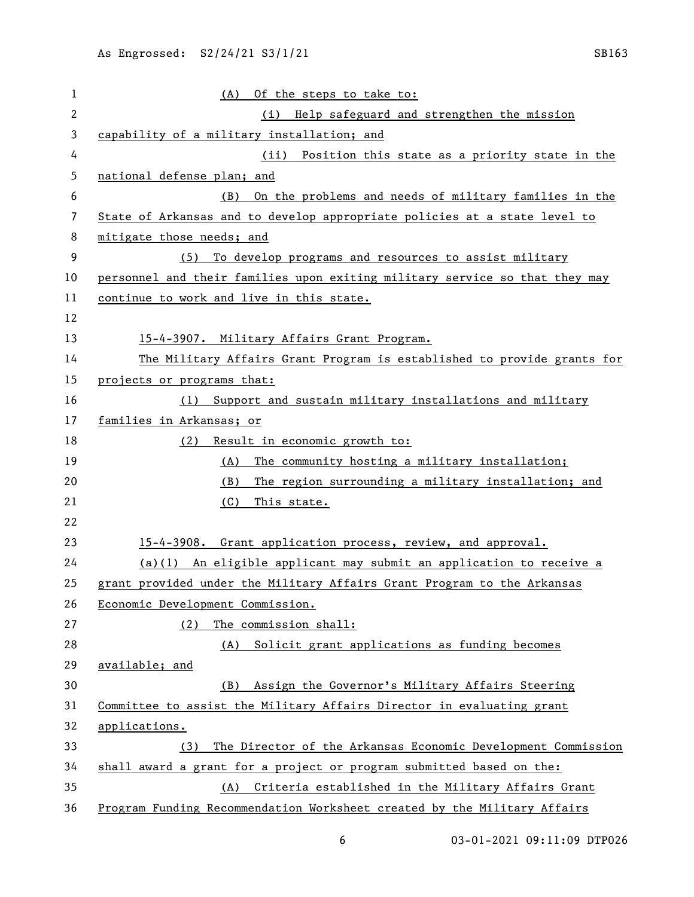(A) Of the steps to take to:

(i) Help safeguard and strengthen the mission capability of a military installation; and

(ii) Position this state as a priority state in the national defense plan; and

(B) On the problems and needs of military families in the State of Arkansas and to develop appropriate policies at a state level to mitigate those needs; and

(5) To develop programs and resources to assist military personnel and their families upon exiting military service so that they may continue to work and live in this state.

15-4-3907. Military Affairs Grant Program.

The Military Affairs Grant Program is established to provide grants for projects or programs that:

(1) Support and sustain military installations and military families in Arkansas; or

(2) Result in economic growth to:

(A) The community hosting a military installation;

(B) The region surrounding a military installation; and

(C) This state.

15-4-3908. Grant application process, review, and approval.

(a)(1) An eligible applicant may submit an application to receive a grant provided under the Military Affairs Grant Program to the Arkansas Economic Development Commission.

(2) The commission shall:

(A) Solicit grant applications as funding becomes available; and

(B) Assign the Governor's Military Affairs Steering Committee to assist the Military Affairs Director in evaluating grant applications.

(3) The Director of the Arkansas Economic Development Commission shall award a grant for a project or program submitted based on the:

(A) Criteria established in the Military Affairs Grant Program Funding Recommendation Worksheet created by the Military Affairs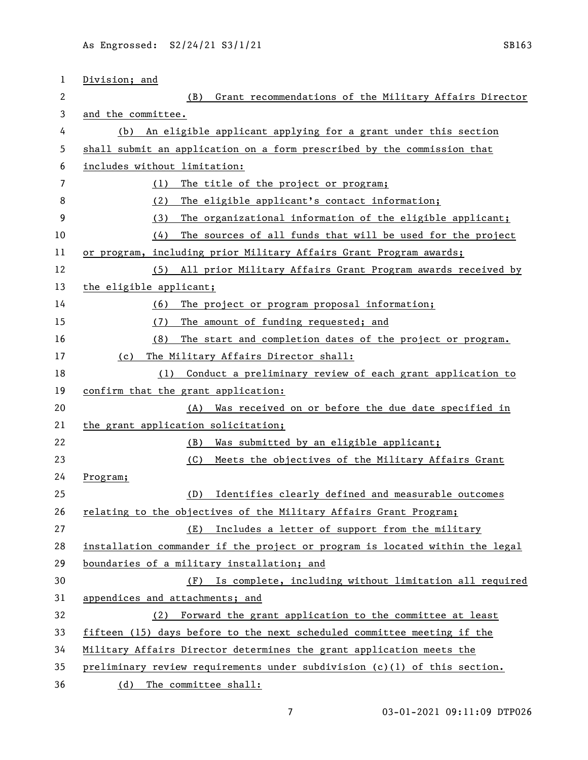Division; and

(B) Grant recommendations of the Military Affairs Director and the committee.

(b) An eligible applicant applying for a grant under this section shall submit an application on a form prescribed by the commission that includes without limitation:

(1) The title of the project or program;

(2) The eligible applicant's contact information;

(3) The organizational information of the eligible applicant;

(4) The sources of all funds that will be used for the project or program, including prior Military Affairs Grant Program awards;

(5) All prior Military Affairs Grant Program awards received by the eligible applicant;

(6) The project or program proposal information;

(7) The amount of funding requested; and

(8) The start and completion dates of the project or program.

(c) The Military Affairs Director shall:

(1) Conduct a preliminary review of each grant application to confirm that the grant application:

(A) Was received on or before the due date specified in the grant application solicitation;

(B) Was submitted by an eligible applicant;

(C) Meets the objectives of the Military Affairs Grant Program;

(D) Identifies clearly defined and measurable outcomes relating to the objectives of the Military Affairs Grant Program;

(E) Includes a letter of support from the military installation commander if the project or program is located within the legal boundaries of a military installation; and

(F) Is complete, including without limitation all required appendices and attachments; and

(2) Forward the grant application to the committee at least fifteen (15) days before to the next scheduled committee meeting if the Military Affairs Director determines the grant application meets the preliminary review requirements under subdivision (c)(1) of this section.

(d) The committee shall: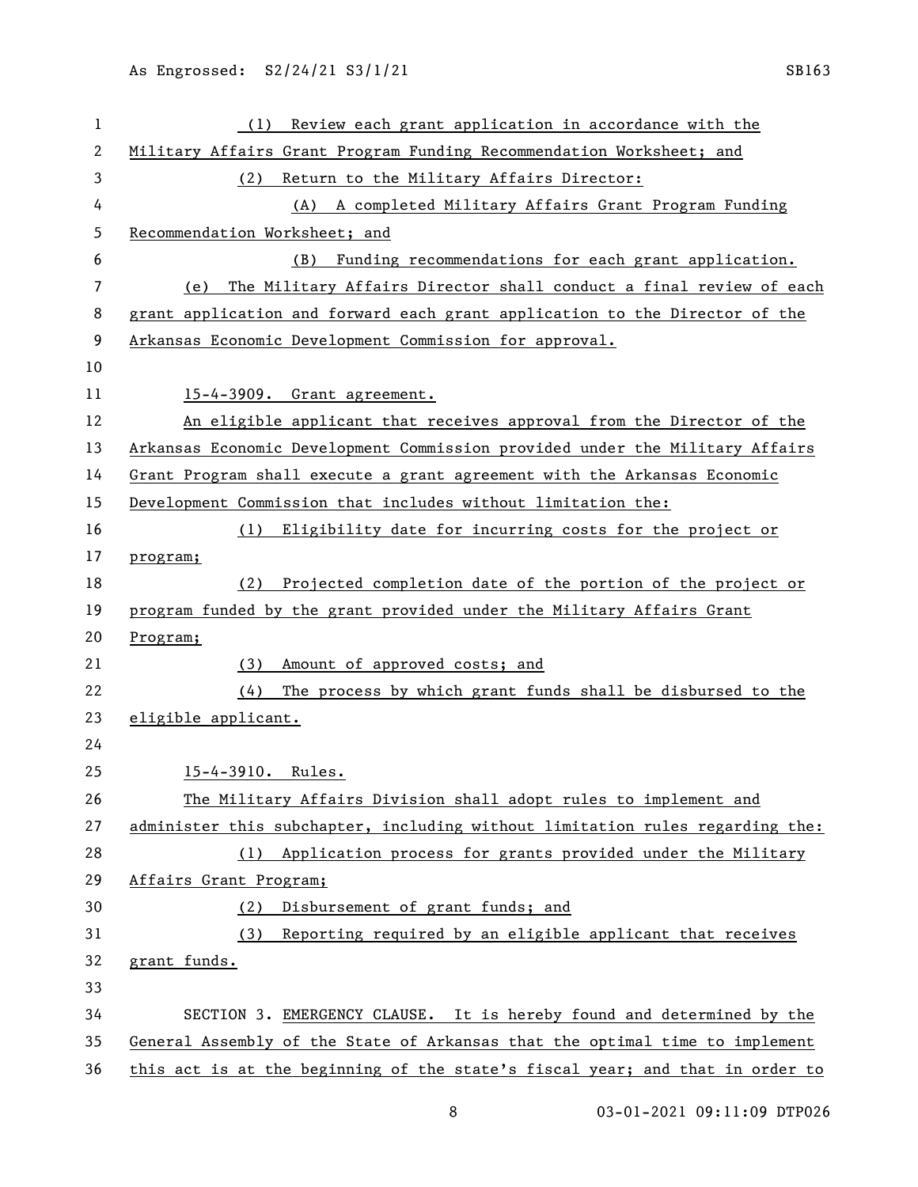(1) Review each grant application in accordance with the Military Affairs Grant Program Funding Recommendation Worksheet; and

(2) Return to the Military Affairs Director:

(A) A completed Military Affairs Grant Program Funding Recommendation Worksheet; and

(B) Funding recommendations for each grant application.

(e) The Military Affairs Director shall conduct a final review of each grant application and forward each grant application to the Director of the Arkansas Economic Development Commission for approval.

15-4-3909. Grant agreement.

An eligible applicant that receives approval from the Director of the Arkansas Economic Development Commission provided under the Military Affairs Grant Program shall execute a grant agreement with the Arkansas Economic Development Commission that includes without limitation the:

(1) Eligibility date for incurring costs for the project or program;

(2) Projected completion date of the portion of the project or program funded by the grant provided under the Military Affairs Grant Program;

(3) Amount of approved costs; and

(4) The process by which grant funds shall be disbursed to the eligible applicant.

15-4-3910. Rules.

The Military Affairs Division shall adopt rules to implement and administer this subchapter, including without limitation rules regarding the:

(1) Application process for grants provided under the Military Affairs Grant Program;

(2) Disbursement of grant funds; and

(3) Reporting required by an eligible applicant that receives grant funds.

SECTION 3. EMERGENCY CLAUSE. It is hereby found and determined by the General Assembly of the State of Arkansas that the optimal time to implement this act is at the beginning of the state's fiscal year; and that in order to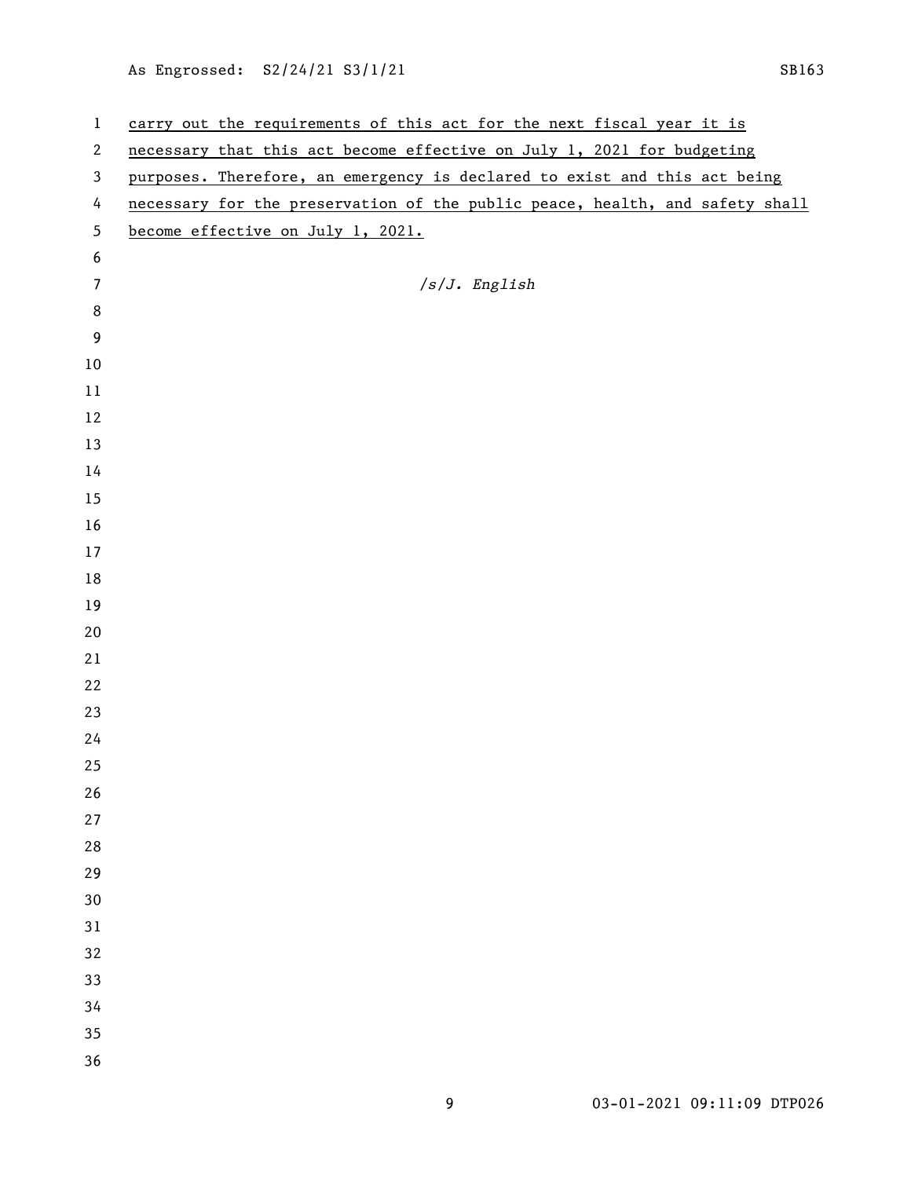carry out the requirements of this act for the next fiscal year it is necessary that this act become effective on July 1, 2021 for budgeting purposes. Therefore, an emergency is declared to exist and this act being necessary for the preservation of the public peace, health, and safety shall become effective on July 1, 2021.

*/s/J. English*